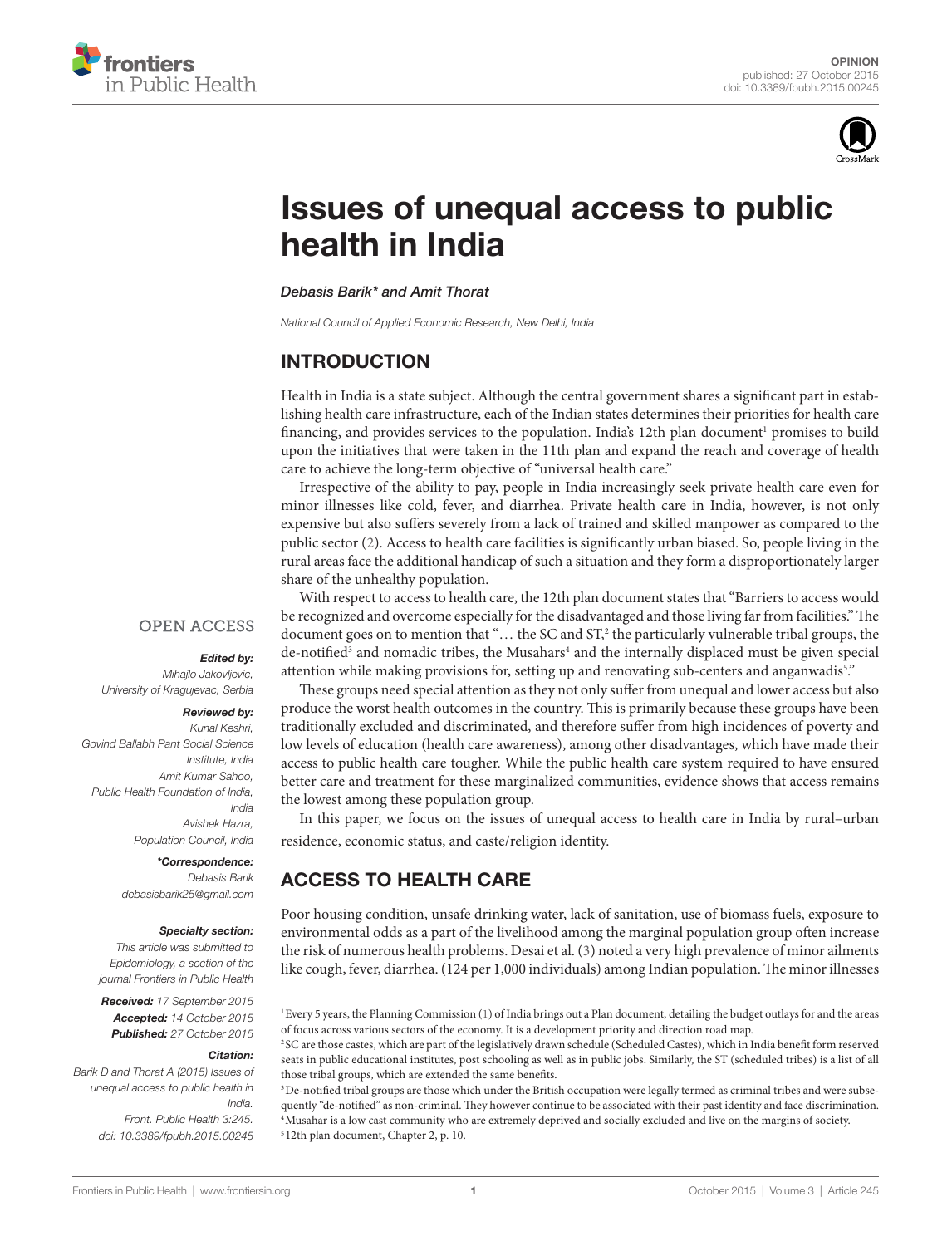OPINION
published: 27 October 2015
doi: 10.3389/fpubh.2015.00245

# Issues of unequal access to public health in India

*Debasis Barik\* and Amit Thorat*

*National Council of Applied Economic Research, New Delhi, India*

OPEN ACCESS

***Edited by:***
*Mihajlo Jakovljevic, University of Kragujevac, Serbia*

***Reviewed by:***
*Kunal Keshri, Govind Ballabh Pant Social Science Institute, India*
*Amit Kumar Sahoo, Public Health Foundation of India, India*
*Avishek Hazra, Population Council, India*

***\*Correspondence:***
*Debasis Barik*
*debasisbarik25@gmail.com*

***Specialty section:***
*This article was submitted to Epidemiology, a section of the journal Frontiers in Public Health*

***Received:*** *17 September 2015*
***Accepted:*** *14 October 2015*
***Published:*** *27 October 2015*

***Citation:***
*Barik D and Thorat A (2015) Issues of unequal access to public health in India. Front. Public Health 3:245. doi: 10.3389/fpubh.2015.00245*

## INTRODUCTION

Health in India is a state subject. Although the central government shares a significant part in establishing health care infrastructure, each of the Indian states determines their priorities for health care financing, and provides services to the population. India's 12th plan document[1] promises to build upon the initiatives that were taken in the 11th plan and expand the reach and coverage of health care to achieve the long-term objective of "universal health care."

Irrespective of the ability to pay, people in India increasingly seek private health care even for minor illnesses like cold, fever, and diarrhea. Private health care in India, however, is not only expensive but also suffers severely from a lack of trained and skilled manpower as compared to the public sector (2). Access to health care facilities is significantly urban biased. So, people living in the rural areas face the additional handicap of such a situation and they form a disproportionately larger share of the unhealthy population.

With respect to access to health care, the 12th plan document states that "Barriers to access would be recognized and overcome especially for the disadvantaged and those living far from facilities." The document goes on to mention that "… the SC and ST,[2] the particularly vulnerable tribal groups, the de-notified[3] and nomadic tribes, the Musahars[4] and the internally displaced must be given special attention while making provisions for, setting up and renovating sub-centers and anganwadis[5]."

These groups need special attention as they not only suffer from unequal and lower access but also produce the worst health outcomes in the country. This is primarily because these groups have been traditionally excluded and discriminated, and therefore suffer from high incidences of poverty and low levels of education (health care awareness), among other disadvantages, which have made their access to public health care tougher. While the public health care system required to have ensured better care and treatment for these marginalized communities, evidence shows that access remains the lowest among these population group.

In this paper, we focus on the issues of unequal access to health care in India by rural–urban residence, economic status, and caste/religion identity.

## ACCESS TO HEALTH CARE

Poor housing condition, unsafe drinking water, lack of sanitation, use of biomass fuels, exposure to environmental odds as a part of the livelihood among the marginal population group often increase the risk of numerous health problems. Desai et al. (3) noted a very high prevalence of minor ailments like cough, fever, diarrhea. (124 per 1,000 individuals) among Indian population. The minor illnesses

---

[1] Every 5 years, the Planning Commission (1) of India brings out a Plan document, detailing the budget outlays for and the areas of focus across various sectors of the economy. It is a development priority and direction road map.

[2] SC are those castes, which are part of the legislatively drawn schedule (Scheduled Castes), which in India benefit form reserved seats in public educational institutes, post schooling as well as in public jobs. Similarly, the ST (scheduled tribes) is a list of all those tribal groups, which are extended the same benefits.

[3] De-notified tribal groups are those which under the British occupation were legally termed as criminal tribes and were subsequently "de-notified" as non-criminal. They however continue to be associated with their past identity and face discrimination.

[4] Musahar is a low cast community who are extremely deprived and socially excluded and live on the margins of society.

[5] 12th plan document, Chapter 2, p. 10.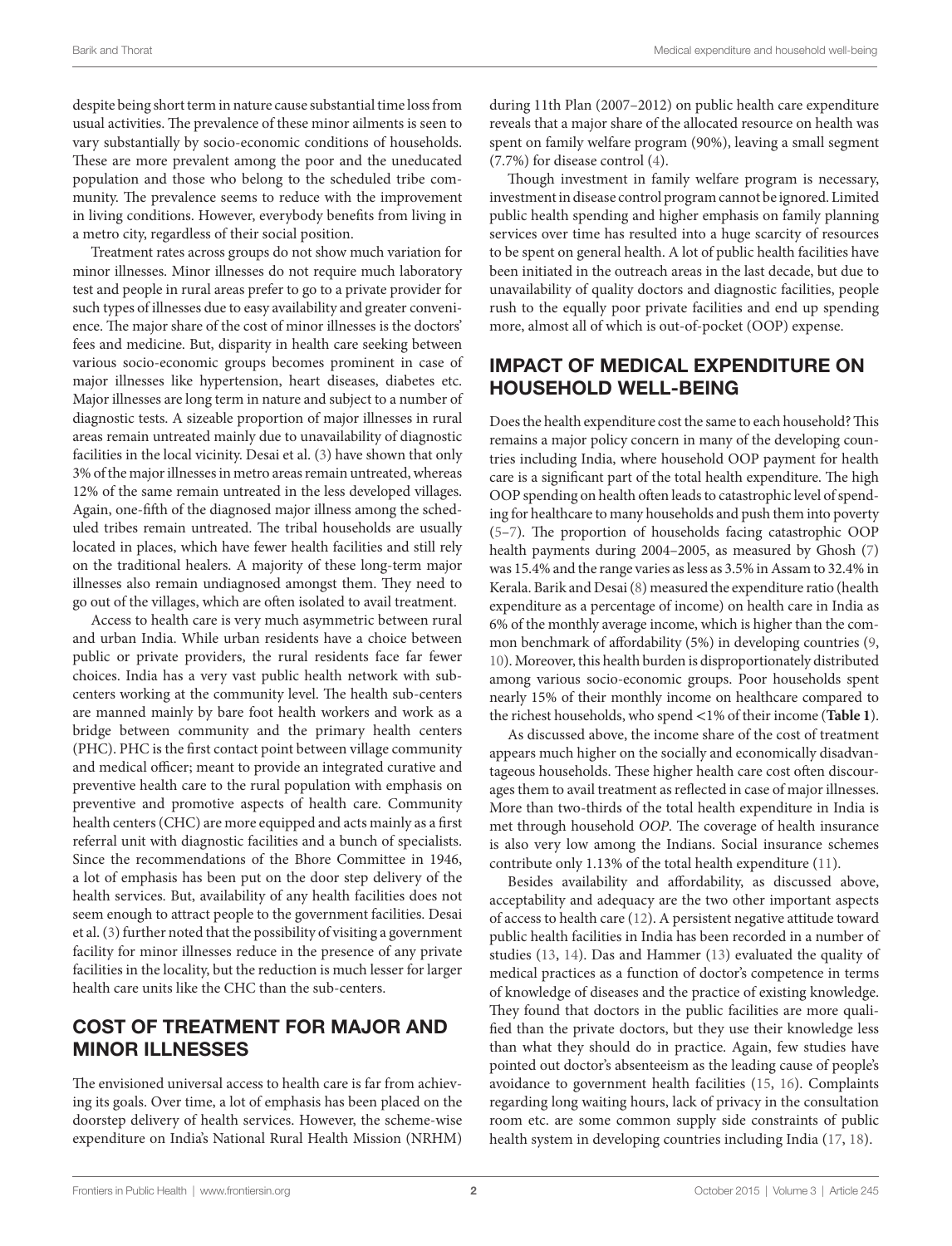despite being short term in nature cause substantial time loss from usual activities. The prevalence of these minor ailments is seen to vary substantially by socio-economic conditions of households. These are more prevalent among the poor and the uneducated population and those who belong to the scheduled tribe community. The prevalence seems to reduce with the improvement in living conditions. However, everybody benefits from living in a metro city, regardless of their social position.

Treatment rates across groups do not show much variation for minor illnesses. Minor illnesses do not require much laboratory test and people in rural areas prefer to go to a private provider for such types of illnesses due to easy availability and greater convenience. The major share of the cost of minor illnesses is the doctors' fees and medicine. But, disparity in health care seeking between various socio-economic groups becomes prominent in case of major illnesses like hypertension, heart diseases, diabetes etc. Major illnesses are long term in nature and subject to a number of diagnostic tests. A sizeable proportion of major illnesses in rural areas remain untreated mainly due to unavailability of diagnostic facilities in the local vicinity. Desai et al. (3) have shown that only 3% of the major illnesses in metro areas remain untreated, whereas 12% of the same remain untreated in the less developed villages. Again, one-fifth of the diagnosed major illness among the scheduled tribes remain untreated. The tribal households are usually located in places, which have fewer health facilities and still rely on the traditional healers. A majority of these long-term major illnesses also remain undiagnosed amongst them. They need to go out of the villages, which are often isolated to avail treatment.

Access to health care is very much asymmetric between rural and urban India. While urban residents have a choice between public or private providers, the rural residents face far fewer choices. India has a very vast public health network with subcenters working at the community level. The health sub-centers are manned mainly by bare foot health workers and work as a bridge between community and the primary health centers (PHC). PHC is the first contact point between village community and medical officer; meant to provide an integrated curative and preventive health care to the rural population with emphasis on preventive and promotive aspects of health care. Community health centers (CHC) are more equipped and acts mainly as a first referral unit with diagnostic facilities and a bunch of specialists. Since the recommendations of the Bhore Committee in 1946, a lot of emphasis has been put on the door step delivery of the health services. But, availability of any health facilities does not seem enough to attract people to the government facilities. Desai et al. (3) further noted that the possibility of visiting a government facility for minor illnesses reduce in the presence of any private facilities in the locality, but the reduction is much lesser for larger health care units like the CHC than the sub-centers.

## COST OF TREATMENT FOR MAJOR AND MINOR ILLNESSES

The envisioned universal access to health care is far from achieving its goals. Over time, a lot of emphasis has been placed on the doorstep delivery of health services. However, the scheme-wise expenditure on India's National Rural Health Mission (NRHM) during 11th Plan (2007–2012) on public health care expenditure reveals that a major share of the allocated resource on health was spent on family welfare program (90%), leaving a small segment (7.7%) for disease control (4).

Though investment in family welfare program is necessary, investment in disease control program cannot be ignored. Limited public health spending and higher emphasis on family planning services over time has resulted into a huge scarcity of resources to be spent on general health. A lot of public health facilities have been initiated in the outreach areas in the last decade, but due to unavailability of quality doctors and diagnostic facilities, people rush to the equally poor private facilities and end up spending more, almost all of which is out-of-pocket (OOP) expense.

## IMPACT OF MEDICAL EXPENDITURE ON HOUSEHOLD WELL-BEING

Does the health expenditure cost the same to each household? This remains a major policy concern in many of the developing countries including India, where household OOP payment for health care is a significant part of the total health expenditure. The high OOP spending on health often leads to catastrophic level of spending for healthcare to many households and push them into poverty (5–7). The proportion of households facing catastrophic OOP health payments during 2004–2005, as measured by Ghosh (7) was 15.4% and the range varies as less as 3.5% in Assam to 32.4% in Kerala. Barik and Desai (8) measured the expenditure ratio (health expenditure as a percentage of income) on health care in India as 6% of the monthly average income, which is higher than the common benchmark of affordability (5%) in developing countries (9, 10). Moreover, this health burden is disproportionately distributed among various socio-economic groups. Poor households spent nearly 15% of their monthly income on healthcare compared to the richest households, who spend <1% of their income (**Table 1**).

As discussed above, the income share of the cost of treatment appears much higher on the socially and economically disadvantageous households. These higher health care cost often discourages them to avail treatment as reflected in case of major illnesses. More than two-thirds of the total health expenditure in India is met through household *OOP*. The coverage of health insurance is also very low among the Indians. Social insurance schemes contribute only 1.13% of the total health expenditure (11).

Besides availability and affordability, as discussed above, acceptability and adequacy are the two other important aspects of access to health care (12). A persistent negative attitude toward public health facilities in India has been recorded in a number of studies (13, 14). Das and Hammer (13) evaluated the quality of medical practices as a function of doctor's competence in terms of knowledge of diseases and the practice of existing knowledge. They found that doctors in the public facilities are more qualified than the private doctors, but they use their knowledge less than what they should do in practice. Again, few studies have pointed out doctor's absenteeism as the leading cause of people's avoidance to government health facilities (15, 16). Complaints regarding long waiting hours, lack of privacy in the consultation room etc. are some common supply side constraints of public health system in developing countries including India (17, 18).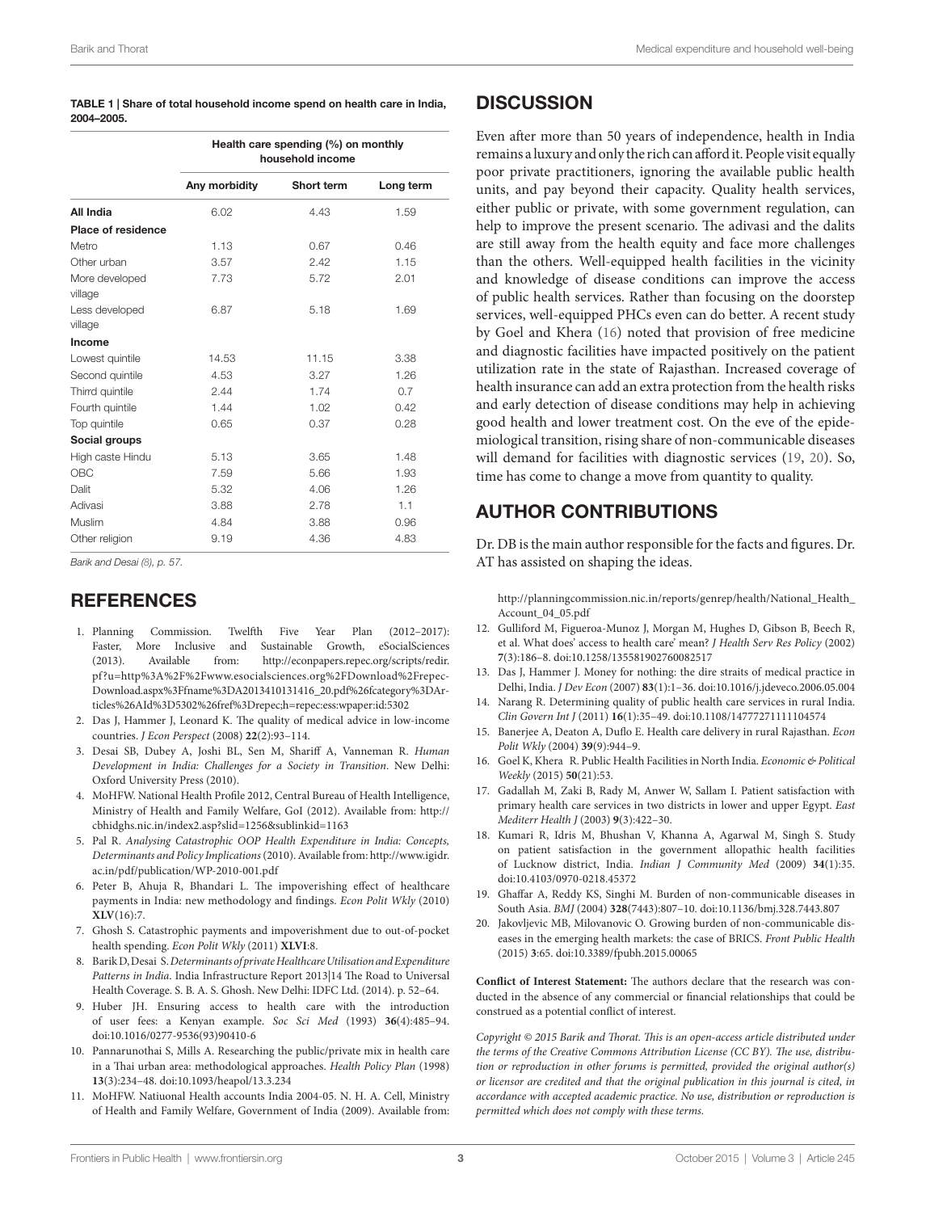**TABLE 1 | Share of total household income spend on health care in India, 2004–2005.**

| | Health care spending (%) on monthly household income | | |
|---|---|---|---|
| | **Any morbidity** | **Short term** | **Long term** |
| **All India** | 6.02 | 4.43 | 1.59 |
| **Place of residence** | | | |
| Metro | 1.13 | 0.67 | 0.46 |
| Other urban | 3.57 | 2.42 | 1.15 |
| More developed village | 7.73 | 5.72 | 2.01 |
| Less developed village | 6.87 | 5.18 | 1.69 |
| **Income** | | | |
| Lowest quintile | 14.53 | 11.15 | 3.38 |
| Second quintile | 4.53 | 3.27 | 1.26 |
| Thirrd quintile | 2.44 | 1.74 | 0.7 |
| Fourth quintile | 1.44 | 1.02 | 0.42 |
| Top quintile | 0.65 | 0.37 | 0.28 |
| **Social groups** | | | |
| High caste Hindu | 5.13 | 3.65 | 1.48 |
| OBC | 7.59 | 5.66 | 1.93 |
| Dalit | 5.32 | 4.06 | 1.26 |
| Adivasi | 3.88 | 2.78 | 1.1 |
| Muslim | 4.84 | 3.88 | 0.96 |
| Other religion | 9.19 | 4.36 | 4.83 |

*Barik and Desai (8), p. 57.*

## DISCUSSION

Even after more than 50 years of independence, health in India remains a luxury and only the rich can afford it. People visit equally poor private practitioners, ignoring the available public health units, and pay beyond their capacity. Quality health services, either public or private, with some government regulation, can help to improve the present scenario. The adivasi and the dalits are still away from the health equity and face more challenges than the others. Well-equipped health facilities in the vicinity and knowledge of disease conditions can improve the access of public health services. Rather than focusing on the doorstep services, well-equipped PHCs even can do better. A recent study by Goel and Khera (16) noted that provision of free medicine and diagnostic facilities have impacted positively on the patient utilization rate in the state of Rajasthan. Increased coverage of health insurance can add an extra protection from the health risks and early detection of disease conditions may help in achieving good health and lower treatment cost. On the eve of the epidemiological transition, rising share of non-communicable diseases will demand for facilities with diagnostic services (19, 20). So, time has come to change a move from quantity to quality.

## AUTHOR CONTRIBUTIONS

Dr. DB is the main author responsible for the facts and figures. Dr. AT has assisted on shaping the ideas.

## REFERENCES

1. Planning Commission. Twelfth Five Year Plan (2012–2017): Faster, More Inclusive and Sustainable Growth, eSocialSciences (2013). Available from: http://econpapers.repec.org/scripts/redir.pf?u=http%3A%2F%2Fwww.esocialsciences.org%2FDownload%2FrepecDownload.aspx%3Ffname%3DA2013410131416_20.pdf%26fcategory%3DArticles%26AId%3D5302%26fref%3Drepec;h=repec:ess:wpaper:id:5302
2. Das J, Hammer J, Leonard K. The quality of medical advice in low-income countries. *J Econ Perspect* (2008) **22**(2):93–114.
3. Desai SB, Dubey A, Joshi BL, Sen M, Shariff A, Vanneman R. *Human Development in India: Challenges for a Society in Transition*. New Delhi: Oxford University Press (2010).
4. MoHFW. National Health Profile 2012, Central Bureau of Health Intelligence, Ministry of Health and Family Welfare, GoI (2012). Available from: http://cbhidghs.nic.in/index2.asp?slid=1256&sublinkid=1163
5. Pal R. *Analysing Catastrophic OOP Health Expenditure in India: Concepts, Determinants and Policy Implications* (2010). Available from: http://www.igidr.ac.in/pdf/publication/WP-2010-001.pdf
6. Peter B, Ahuja R, Bhandari L. The impoverishing effect of healthcare payments in India: new methodology and findings. *Econ Polit Wkly* (2010) **XLV**(16):7.
7. Ghosh S. Catastrophic payments and impoverishment due to out-of-pocket health spending. *Econ Polit Wkly* (2011) **XLVI**:8.
8. Barik D, Desai S. *Determinants of private Healthcare Utilisation and Expenditure Patterns in India*. India Infrastructure Report 2013|14 The Road to Universal Health Coverage. S. B. A. S. Ghosh. New Delhi: IDFC Ltd. (2014). p. 52–64.
9. Huber JH. Ensuring access to health care with the introduction of user fees: a Kenyan example. *Soc Sci Med* (1993) **36**(4):485–94. doi:10.1016/0277-9536(93)90410-6
10. Pannarunothai S, Mills A. Researching the public/private mix in health care in a Thai urban area: methodological approaches. *Health Policy Plan* (1998) **13**(3):234–48. doi:10.1093/heapol/13.3.234
11. MoHFW. Natiuonal Health accounts India 2004-05. N. H. A. Cell, Ministry of Health and Family Welfare, Government of India (2009). Available from: http://planningcommission.nic.in/reports/genrep/health/National_Health_Account_04_05.pdf
12. Gulliford M, Figueroa-Munoz J, Morgan M, Hughes D, Gibson B, Beech R, et al. What does' access to health care' mean? *J Health Serv Res Policy* (2002) **7**(3):186–8. doi:10.1258/135581902760082517
13. Das J, Hammer J. Money for nothing: the dire straits of medical practice in Delhi, India. *J Dev Econ* (2007) **83**(1):1–36. doi:10.1016/j.jdeveco.2006.05.004
14. Narang R. Determining quality of public health care services in rural India. *Clin Govern Int J* (2011) **16**(1):35–49. doi:10.1108/14777271111104574
15. Banerjee A, Deaton A, Duflo E. Health care delivery in rural Rajasthan. *Econ Polit Wkly* (2004) **39**(9):944–9.
16. Goel K, Khera R. Public Health Facilities in North India. *Economic & Political Weekly* (2015) **50**(21):53.
17. Gadallah M, Zaki B, Rady M, Anwer W, Sallam I. Patient satisfaction with primary health care services in two districts in lower and upper Egypt. *East Mediterr Health J* (2003) **9**(3):422–30.
18. Kumari R, Idris M, Bhushan V, Khanna A, Agarwal M, Singh S. Study on patient satisfaction in the government allopathic health facilities of Lucknow district, India. *Indian J Community Med* (2009) **34**(1):35. doi:10.4103/0970-0218.45372
19. Ghaffar A, Reddy KS, Singhi M. Burden of non-communicable diseases in South Asia. *BMJ* (2004) **328**(7443):807–10. doi:10.1136/bmj.328.7443.807
20. Jakovljevic MB, Milovanovic O. Growing burden of non-communicable diseases in the emerging health markets: the case of BRICS. *Front Public Health* (2015) **3**:65. doi:10.3389/fpubh.2015.00065

**Conflict of Interest Statement:** The authors declare that the research was conducted in the absence of any commercial or financial relationships that could be construed as a potential conflict of interest.

*Copyright © 2015 Barik and Thorat. This is an open-access article distributed under the terms of the Creative Commons Attribution License (CC BY). The use, distribution or reproduction in other forums is permitted, provided the original author(s) or licensor are credited and that the original publication in this journal is cited, in accordance with accepted academic practice. No use, distribution or reproduction is permitted which does not comply with these terms.*